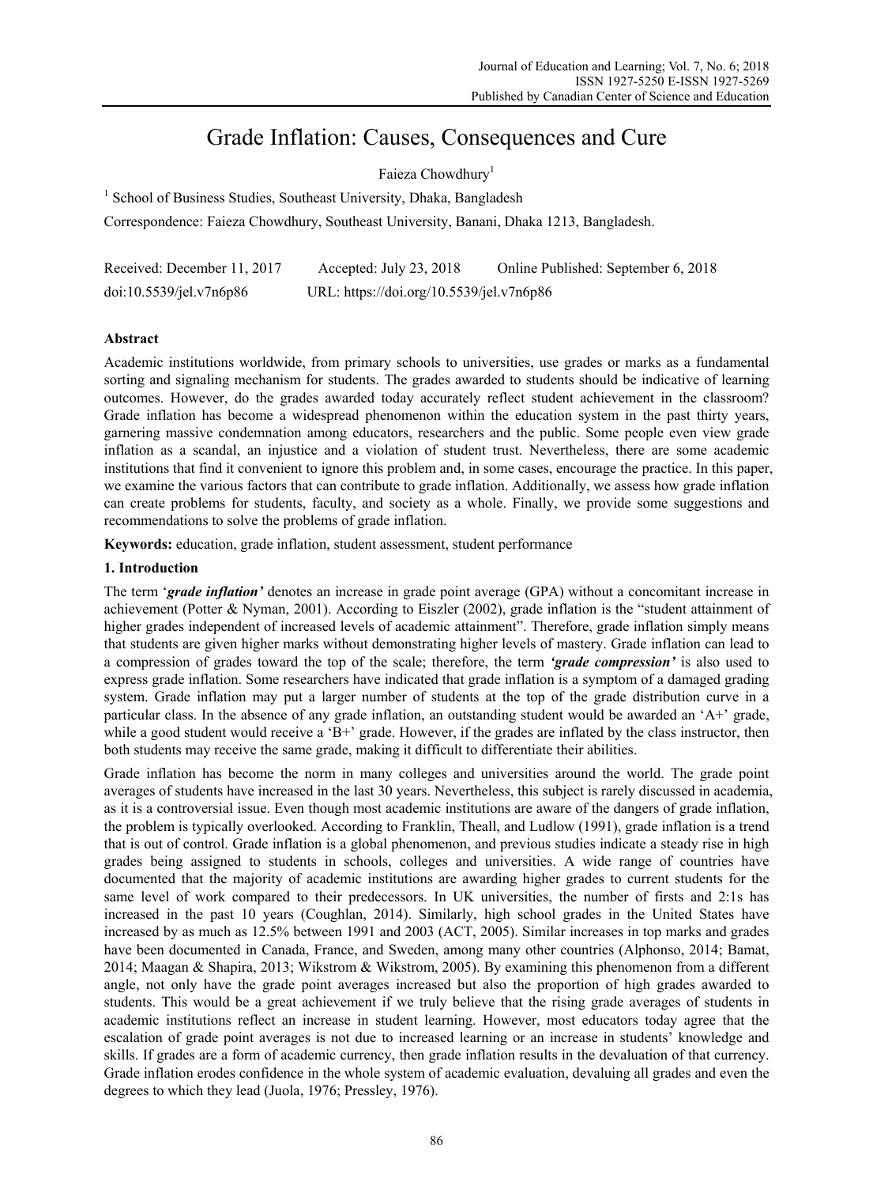# Grade Inflation: Causes, Consequences and Cure

Faieza Chowdhury[1]

[1] School of Business Studies, Southeast University, Dhaka, Bangladesh

Correspondence: Faieza Chowdhury, Southeast University, Banani, Dhaka 1213, Bangladesh.

Received: December 11, 2017 Accepted: July 23, 2018 Online Published: September 6, 2018

doi:10.5539/jel.v7n6p86 URL: https://doi.org/10.5539/jel.v7n6p86

## Abstract

Academic institutions worldwide, from primary schools to universities, use grades or marks as a fundamental sorting and signaling mechanism for students. The grades awarded to students should be indicative of learning outcomes. However, do the grades awarded today accurately reflect student achievement in the classroom? Grade inflation has become a widespread phenomenon within the education system in the past thirty years, garnering massive condemnation among educators, researchers and the public. Some people even view grade inflation as a scandal, an injustice and a violation of student trust. Nevertheless, there are some academic institutions that find it convenient to ignore this problem and, in some cases, encourage the practice. In this paper, we examine the various factors that can contribute to grade inflation. Additionally, we assess how grade inflation can create problems for students, faculty, and society as a whole. Finally, we provide some suggestions and recommendations to solve the problems of grade inflation.

**Keywords:** education, grade inflation, student assessment, student performance

## 1. Introduction

The term '***grade inflation***' denotes an increase in grade point average (GPA) without a concomitant increase in achievement (Potter & Nyman, 2001). According to Eiszler (2002), grade inflation is the "student attainment of higher grades independent of increased levels of academic attainment". Therefore, grade inflation simply means that students are given higher marks without demonstrating higher levels of mastery. Grade inflation can lead to a compression of grades toward the top of the scale; therefore, the term ***'grade compression'*** is also used to express grade inflation. Some researchers have indicated that grade inflation is a symptom of a damaged grading system. Grade inflation may put a larger number of students at the top of the grade distribution curve in a particular class. In the absence of any grade inflation, an outstanding student would be awarded an 'A+' grade, while a good student would receive a 'B+' grade. However, if the grades are inflated by the class instructor, then both students may receive the same grade, making it difficult to differentiate their abilities.

Grade inflation has become the norm in many colleges and universities around the world. The grade point averages of students have increased in the last 30 years. Nevertheless, this subject is rarely discussed in academia, as it is a controversial issue. Even though most academic institutions are aware of the dangers of grade inflation, the problem is typically overlooked. According to Franklin, Theall, and Ludlow (1991), grade inflation is a trend that is out of control. Grade inflation is a global phenomenon, and previous studies indicate a steady rise in high grades being assigned to students in schools, colleges and universities. A wide range of countries have documented that the majority of academic institutions are awarding higher grades to current students for the same level of work compared to their predecessors. In UK universities, the number of firsts and 2:1s has increased in the past 10 years (Coughlan, 2014). Similarly, high school grades in the United States have increased by as much as 12.5% between 1991 and 2003 (ACT, 2005). Similar increases in top marks and grades have been documented in Canada, France, and Sweden, among many other countries (Alphonso, 2014; Bamat, 2014; Maagan & Shapira, 2013; Wikstrom & Wikstrom, 2005). By examining this phenomenon from a different angle, not only have the grade point averages increased but also the proportion of high grades awarded to students. This would be a great achievement if we truly believe that the rising grade averages of students in academic institutions reflect an increase in student learning. However, most educators today agree that the escalation of grade point averages is not due to increased learning or an increase in students' knowledge and skills. If grades are a form of academic currency, then grade inflation results in the devaluation of that currency. Grade inflation erodes confidence in the whole system of academic evaluation, devaluing all grades and even the degrees to which they lead (Juola, 1976; Pressley, 1976).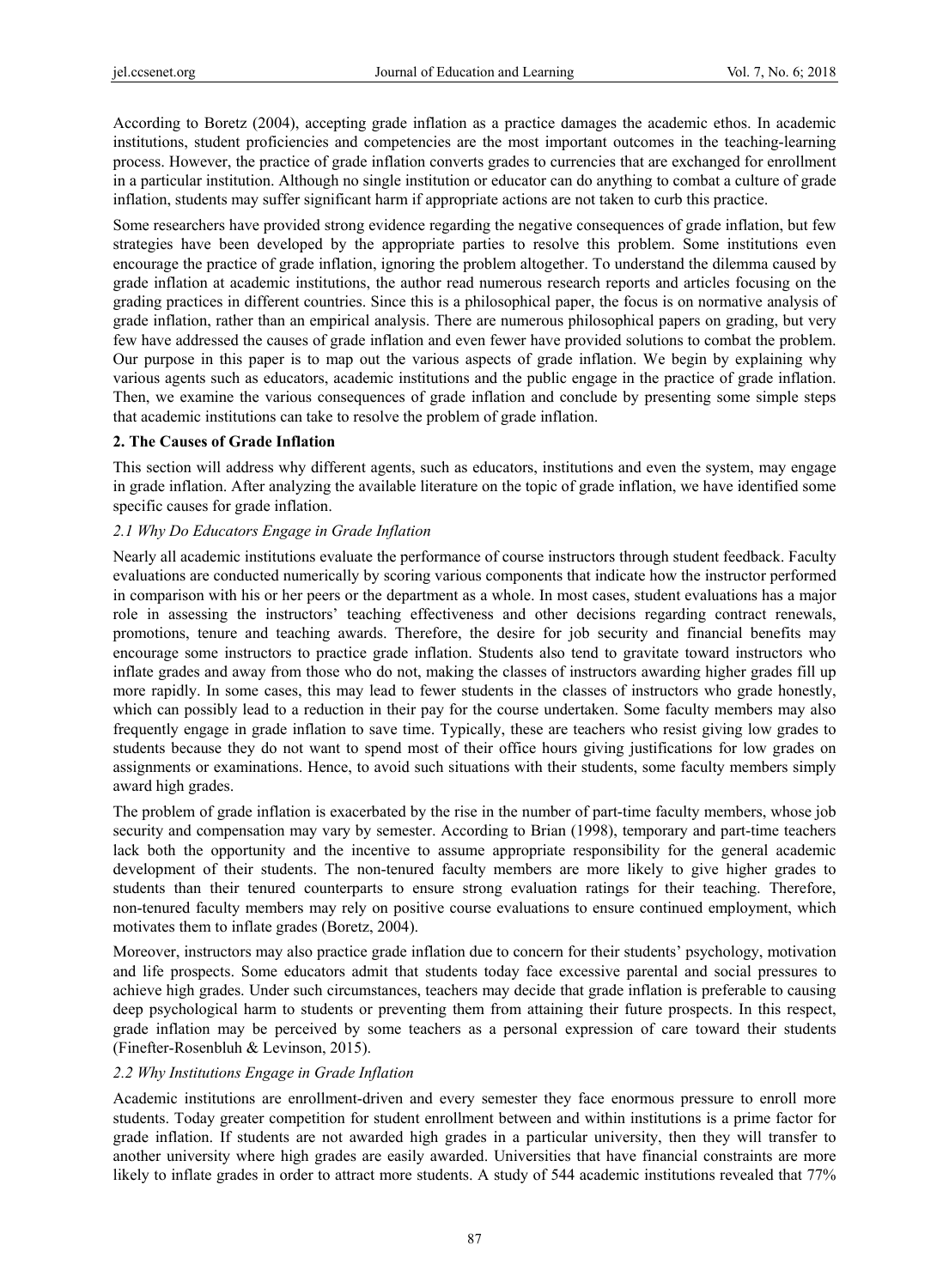According to Boretz (2004), accepting grade inflation as a practice damages the academic ethos. In academic institutions, student proficiencies and competencies are the most important outcomes in the teaching-learning process. However, the practice of grade inflation converts grades to currencies that are exchanged for enrollment in a particular institution. Although no single institution or educator can do anything to combat a culture of grade inflation, students may suffer significant harm if appropriate actions are not taken to curb this practice.

Some researchers have provided strong evidence regarding the negative consequences of grade inflation, but few strategies have been developed by the appropriate parties to resolve this problem. Some institutions even encourage the practice of grade inflation, ignoring the problem altogether. To understand the dilemma caused by grade inflation at academic institutions, the author read numerous research reports and articles focusing on the grading practices in different countries. Since this is a philosophical paper, the focus is on normative analysis of grade inflation, rather than an empirical analysis. There are numerous philosophical papers on grading, but very few have addressed the causes of grade inflation and even fewer have provided solutions to combat the problem. Our purpose in this paper is to map out the various aspects of grade inflation. We begin by explaining why various agents such as educators, academic institutions and the public engage in the practice of grade inflation. Then, we examine the various consequences of grade inflation and conclude by presenting some simple steps that academic institutions can take to resolve the problem of grade inflation.

## 2. The Causes of Grade Inflation

This section will address why different agents, such as educators, institutions and even the system, may engage in grade inflation. After analyzing the available literature on the topic of grade inflation, we have identified some specific causes for grade inflation.

### *2.1 Why Do Educators Engage in Grade Inflation*

Nearly all academic institutions evaluate the performance of course instructors through student feedback. Faculty evaluations are conducted numerically by scoring various components that indicate how the instructor performed in comparison with his or her peers or the department as a whole. In most cases, student evaluations has a major role in assessing the instructors' teaching effectiveness and other decisions regarding contract renewals, promotions, tenure and teaching awards. Therefore, the desire for job security and financial benefits may encourage some instructors to practice grade inflation. Students also tend to gravitate toward instructors who inflate grades and away from those who do not, making the classes of instructors awarding higher grades fill up more rapidly. In some cases, this may lead to fewer students in the classes of instructors who grade honestly, which can possibly lead to a reduction in their pay for the course undertaken. Some faculty members may also frequently engage in grade inflation to save time. Typically, these are teachers who resist giving low grades to students because they do not want to spend most of their office hours giving justifications for low grades on assignments or examinations. Hence, to avoid such situations with their students, some faculty members simply award high grades.

The problem of grade inflation is exacerbated by the rise in the number of part-time faculty members, whose job security and compensation may vary by semester. According to Brian (1998), temporary and part-time teachers lack both the opportunity and the incentive to assume appropriate responsibility for the general academic development of their students. The non-tenured faculty members are more likely to give higher grades to students than their tenured counterparts to ensure strong evaluation ratings for their teaching. Therefore, non-tenured faculty members may rely on positive course evaluations to ensure continued employment, which motivates them to inflate grades (Boretz, 2004).

Moreover, instructors may also practice grade inflation due to concern for their students' psychology, motivation and life prospects. Some educators admit that students today face excessive parental and social pressures to achieve high grades. Under such circumstances, teachers may decide that grade inflation is preferable to causing deep psychological harm to students or preventing them from attaining their future prospects. In this respect, grade inflation may be perceived by some teachers as a personal expression of care toward their students (Finefter-Rosenbluh & Levinson, 2015).

### *2.2 Why Institutions Engage in Grade Inflation*

Academic institutions are enrollment-driven and every semester they face enormous pressure to enroll more students. Today greater competition for student enrollment between and within institutions is a prime factor for grade inflation. If students are not awarded high grades in a particular university, then they will transfer to another university where high grades are easily awarded. Universities that have financial constraints are more likely to inflate grades in order to attract more students. A study of 544 academic institutions revealed that 77%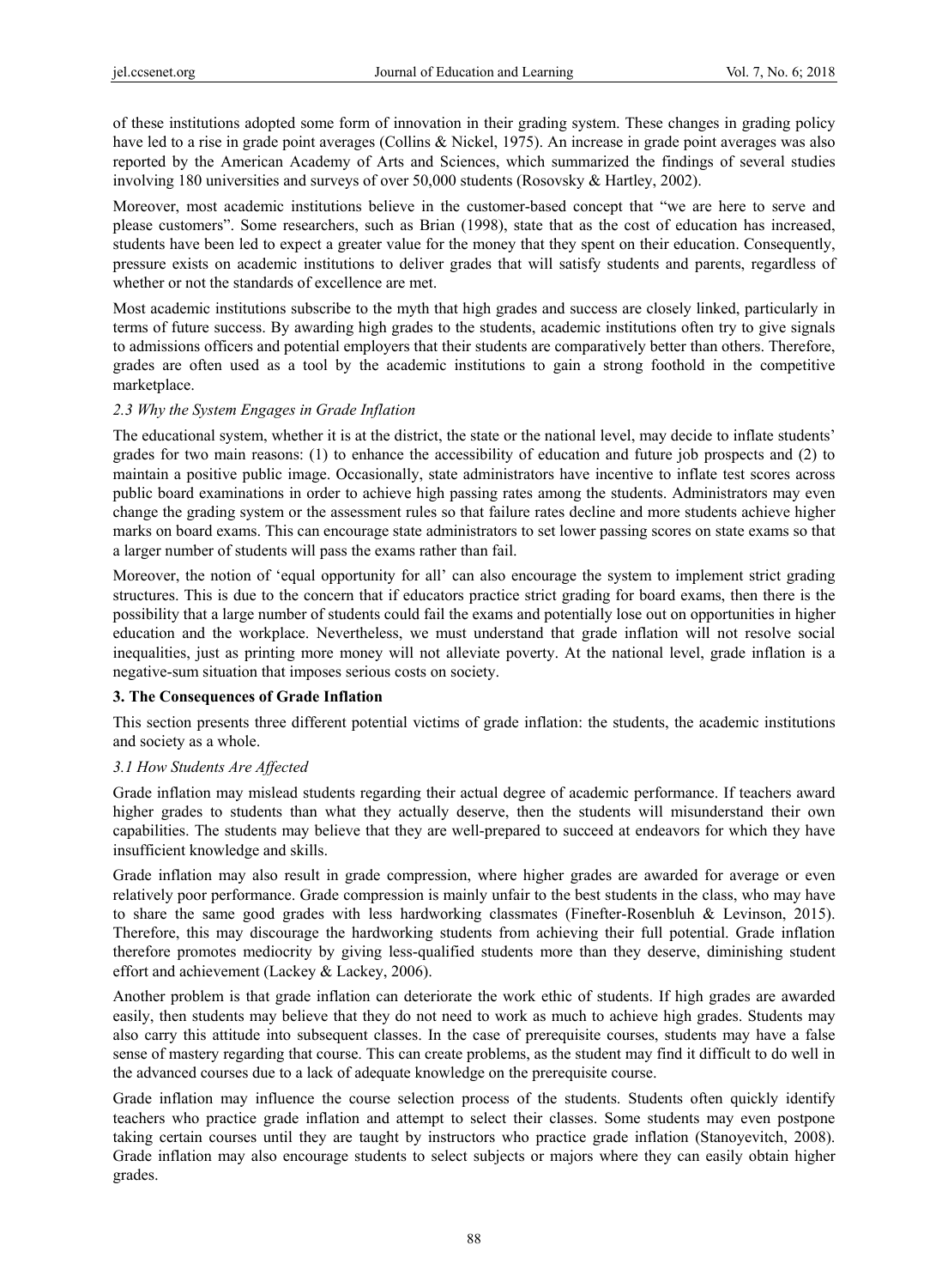of these institutions adopted some form of innovation in their grading system. These changes in grading policy have led to a rise in grade point averages (Collins & Nickel, 1975). An increase in grade point averages was also reported by the American Academy of Arts and Sciences, which summarized the findings of several studies involving 180 universities and surveys of over 50,000 students (Rosovsky & Hartley, 2002).

Moreover, most academic institutions believe in the customer-based concept that "we are here to serve and please customers". Some researchers, such as Brian (1998), state that as the cost of education has increased, students have been led to expect a greater value for the money that they spent on their education. Consequently, pressure exists on academic institutions to deliver grades that will satisfy students and parents, regardless of whether or not the standards of excellence are met.

Most academic institutions subscribe to the myth that high grades and success are closely linked, particularly in terms of future success. By awarding high grades to the students, academic institutions often try to give signals to admissions officers and potential employers that their students are comparatively better than others. Therefore, grades are often used as a tool by the academic institutions to gain a strong foothold in the competitive marketplace.

### *2.3 Why the System Engages in Grade Inflation*

The educational system, whether it is at the district, the state or the national level, may decide to inflate students' grades for two main reasons: (1) to enhance the accessibility of education and future job prospects and (2) to maintain a positive public image. Occasionally, state administrators have incentive to inflate test scores across public board examinations in order to achieve high passing rates among the students. Administrators may even change the grading system or the assessment rules so that failure rates decline and more students achieve higher marks on board exams. This can encourage state administrators to set lower passing scores on state exams so that a larger number of students will pass the exams rather than fail.

Moreover, the notion of 'equal opportunity for all' can also encourage the system to implement strict grading structures. This is due to the concern that if educators practice strict grading for board exams, then there is the possibility that a large number of students could fail the exams and potentially lose out on opportunities in higher education and the workplace. Nevertheless, we must understand that grade inflation will not resolve social inequalities, just as printing more money will not alleviate poverty. At the national level, grade inflation is a negative-sum situation that imposes serious costs on society.

## 3. The Consequences of Grade Inflation

This section presents three different potential victims of grade inflation: the students, the academic institutions and society as a whole.

### *3.1 How Students Are Affected*

Grade inflation may mislead students regarding their actual degree of academic performance. If teachers award higher grades to students than what they actually deserve, then the students will misunderstand their own capabilities. The students may believe that they are well-prepared to succeed at endeavors for which they have insufficient knowledge and skills.

Grade inflation may also result in grade compression, where higher grades are awarded for average or even relatively poor performance. Grade compression is mainly unfair to the best students in the class, who may have to share the same good grades with less hardworking classmates (Finefter-Rosenbluh & Levinson, 2015). Therefore, this may discourage the hardworking students from achieving their full potential. Grade inflation therefore promotes mediocrity by giving less-qualified students more than they deserve, diminishing student effort and achievement (Lackey & Lackey, 2006).

Another problem is that grade inflation can deteriorate the work ethic of students. If high grades are awarded easily, then students may believe that they do not need to work as much to achieve high grades. Students may also carry this attitude into subsequent classes. In the case of prerequisite courses, students may have a false sense of mastery regarding that course. This can create problems, as the student may find it difficult to do well in the advanced courses due to a lack of adequate knowledge on the prerequisite course.

Grade inflation may influence the course selection process of the students. Students often quickly identify teachers who practice grade inflation and attempt to select their classes. Some students may even postpone taking certain courses until they are taught by instructors who practice grade inflation (Stanoyevitch, 2008). Grade inflation may also encourage students to select subjects or majors where they can easily obtain higher grades.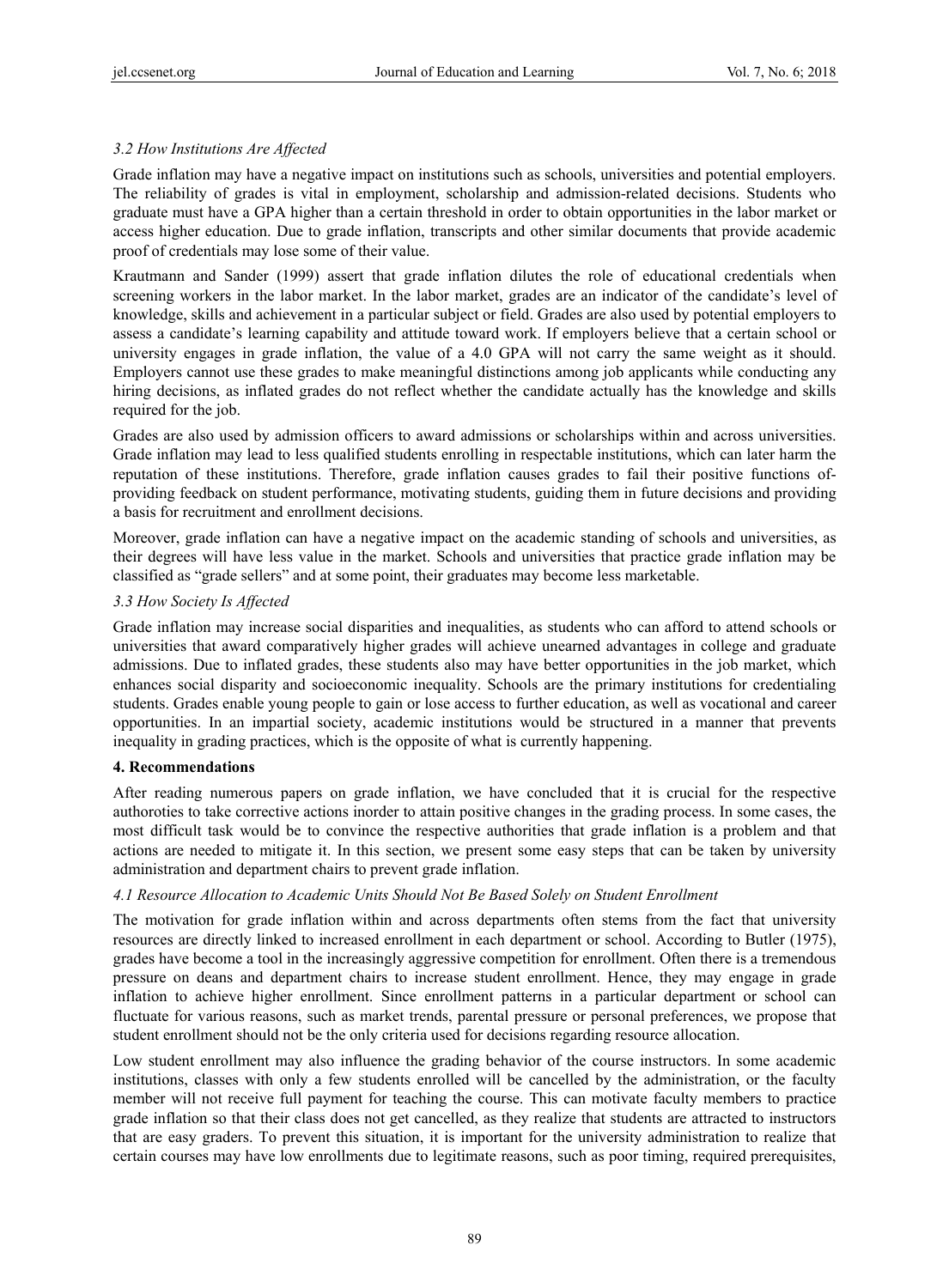### *3.2 How Institutions Are Affected*

Grade inflation may have a negative impact on institutions such as schools, universities and potential employers. The reliability of grades is vital in employment, scholarship and admission-related decisions. Students who graduate must have a GPA higher than a certain threshold in order to obtain opportunities in the labor market or access higher education. Due to grade inflation, transcripts and other similar documents that provide academic proof of credentials may lose some of their value.

Krautmann and Sander (1999) assert that grade inflation dilutes the role of educational credentials when screening workers in the labor market. In the labor market, grades are an indicator of the candidate's level of knowledge, skills and achievement in a particular subject or field. Grades are also used by potential employers to assess a candidate's learning capability and attitude toward work. If employers believe that a certain school or university engages in grade inflation, the value of a 4.0 GPA will not carry the same weight as it should. Employers cannot use these grades to make meaningful distinctions among job applicants while conducting any hiring decisions, as inflated grades do not reflect whether the candidate actually has the knowledge and skills required for the job.

Grades are also used by admission officers to award admissions or scholarships within and across universities. Grade inflation may lead to less qualified students enrolling in respectable institutions, which can later harm the reputation of these institutions. Therefore, grade inflation causes grades to fail their positive functions of-providing feedback on student performance, motivating students, guiding them in future decisions and providing a basis for recruitment and enrollment decisions.

Moreover, grade inflation can have a negative impact on the academic standing of schools and universities, as their degrees will have less value in the market. Schools and universities that practice grade inflation may be classified as "grade sellers" and at some point, their graduates may become less marketable.

### *3.3 How Society Is Affected*

Grade inflation may increase social disparities and inequalities, as students who can afford to attend schools or universities that award comparatively higher grades will achieve unearned advantages in college and graduate admissions. Due to inflated grades, these students also may have better opportunities in the job market, which enhances social disparity and socioeconomic inequality. Schools are the primary institutions for credentialing students. Grades enable young people to gain or lose access to further education, as well as vocational and career opportunities. In an impartial society, academic institutions would be structured in a manner that prevents inequality in grading practices, which is the opposite of what is currently happening.

## **4. Recommendations**

After reading numerous papers on grade inflation, we have concluded that it is crucial for the respective authoroties to take corrective actions inorder to attain positive changes in the grading process. In some cases, the most difficult task would be to convince the respective authorities that grade inflation is a problem and that actions are needed to mitigate it. In this section, we present some easy steps that can be taken by university administration and department chairs to prevent grade inflation.

### *4.1 Resource Allocation to Academic Units Should Not Be Based Solely on Student Enrollment*

The motivation for grade inflation within and across departments often stems from the fact that university resources are directly linked to increased enrollment in each department or school. According to Butler (1975), grades have become a tool in the increasingly aggressive competition for enrollment. Often there is a tremendous pressure on deans and department chairs to increase student enrollment. Hence, they may engage in grade inflation to achieve higher enrollment. Since enrollment patterns in a particular department or school can fluctuate for various reasons, such as market trends, parental pressure or personal preferences, we propose that student enrollment should not be the only criteria used for decisions regarding resource allocation.

Low student enrollment may also influence the grading behavior of the course instructors. In some academic institutions, classes with only a few students enrolled will be cancelled by the administration, or the faculty member will not receive full payment for teaching the course. This can motivate faculty members to practice grade inflation so that their class does not get cancelled, as they realize that students are attracted to instructors that are easy graders. To prevent this situation, it is important for the university administration to realize that certain courses may have low enrollments due to legitimate reasons, such as poor timing, required prerequisites,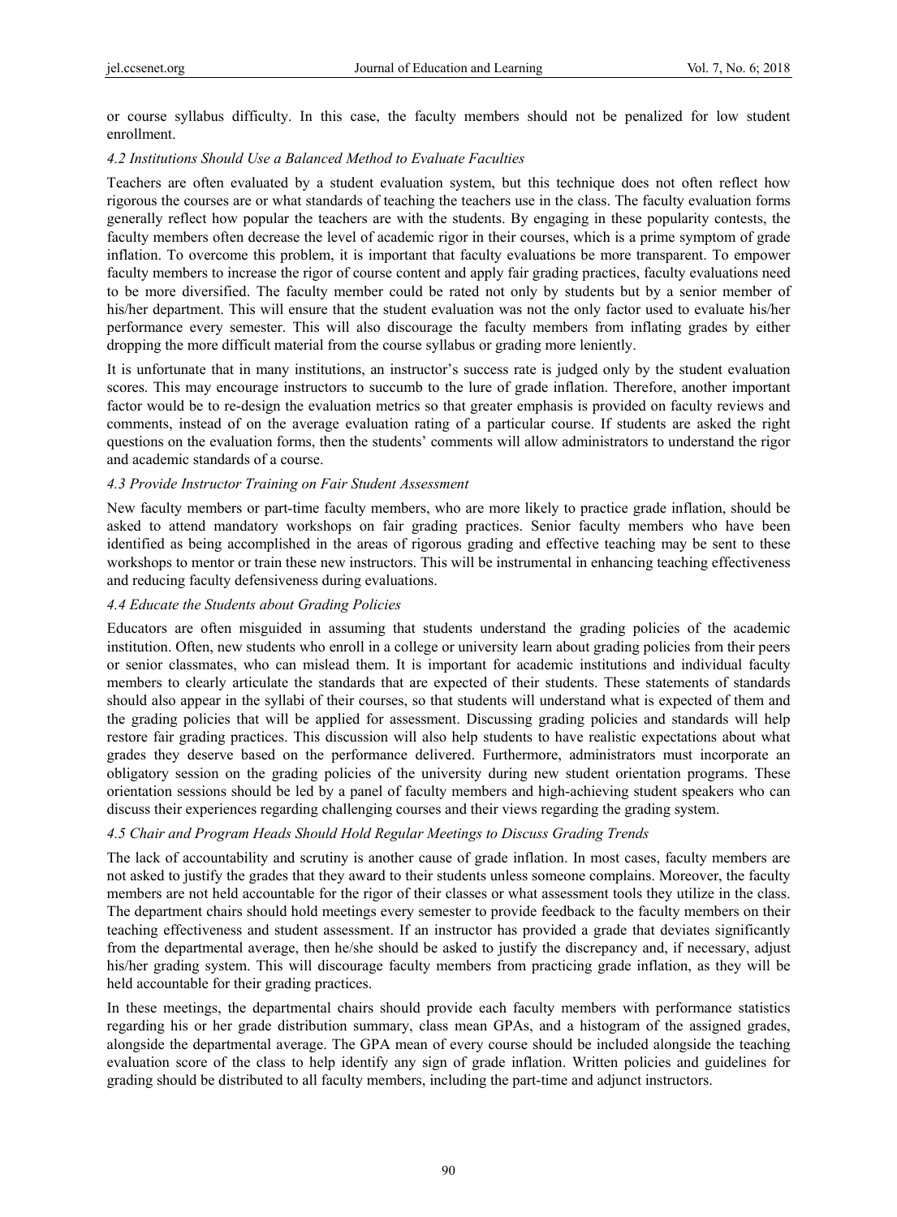or course syllabus difficulty. In this case, the faculty members should not be penalized for low student enrollment.

### *4.2 Institutions Should Use a Balanced Method to Evaluate Faculties*

Teachers are often evaluated by a student evaluation system, but this technique does not often reflect how rigorous the courses are or what standards of teaching the teachers use in the class. The faculty evaluation forms generally reflect how popular the teachers are with the students. By engaging in these popularity contests, the faculty members often decrease the level of academic rigor in their courses, which is a prime symptom of grade inflation. To overcome this problem, it is important that faculty evaluations be more transparent. To empower faculty members to increase the rigor of course content and apply fair grading practices, faculty evaluations need to be more diversified. The faculty member could be rated not only by students but by a senior member of his/her department. This will ensure that the student evaluation was not the only factor used to evaluate his/her performance every semester. This will also discourage the faculty members from inflating grades by either dropping the more difficult material from the course syllabus or grading more leniently.

It is unfortunate that in many institutions, an instructor's success rate is judged only by the student evaluation scores. This may encourage instructors to succumb to the lure of grade inflation. Therefore, another important factor would be to re-design the evaluation metrics so that greater emphasis is provided on faculty reviews and comments, instead of on the average evaluation rating of a particular course. If students are asked the right questions on the evaluation forms, then the students' comments will allow administrators to understand the rigor and academic standards of a course.

### *4.3 Provide Instructor Training on Fair Student Assessment*

New faculty members or part-time faculty members, who are more likely to practice grade inflation, should be asked to attend mandatory workshops on fair grading practices. Senior faculty members who have been identified as being accomplished in the areas of rigorous grading and effective teaching may be sent to these workshops to mentor or train these new instructors. This will be instrumental in enhancing teaching effectiveness and reducing faculty defensiveness during evaluations.

### *4.4 Educate the Students about Grading Policies*

Educators are often misguided in assuming that students understand the grading policies of the academic institution. Often, new students who enroll in a college or university learn about grading policies from their peers or senior classmates, who can mislead them. It is important for academic institutions and individual faculty members to clearly articulate the standards that are expected of their students. These statements of standards should also appear in the syllabi of their courses, so that students will understand what is expected of them and the grading policies that will be applied for assessment. Discussing grading policies and standards will help restore fair grading practices. This discussion will also help students to have realistic expectations about what grades they deserve based on the performance delivered. Furthermore, administrators must incorporate an obligatory session on the grading policies of the university during new student orientation programs. These orientation sessions should be led by a panel of faculty members and high-achieving student speakers who can discuss their experiences regarding challenging courses and their views regarding the grading system.

### *4.5 Chair and Program Heads Should Hold Regular Meetings to Discuss Grading Trends*

The lack of accountability and scrutiny is another cause of grade inflation. In most cases, faculty members are not asked to justify the grades that they award to their students unless someone complains. Moreover, the faculty members are not held accountable for the rigor of their classes or what assessment tools they utilize in the class. The department chairs should hold meetings every semester to provide feedback to the faculty members on their teaching effectiveness and student assessment. If an instructor has provided a grade that deviates significantly from the departmental average, then he/she should be asked to justify the discrepancy and, if necessary, adjust his/her grading system. This will discourage faculty members from practicing grade inflation, as they will be held accountable for their grading practices.

In these meetings, the departmental chairs should provide each faculty members with performance statistics regarding his or her grade distribution summary, class mean GPAs, and a histogram of the assigned grades, alongside the departmental average. The GPA mean of every course should be included alongside the teaching evaluation score of the class to help identify any sign of grade inflation. Written policies and guidelines for grading should be distributed to all faculty members, including the part-time and adjunct instructors.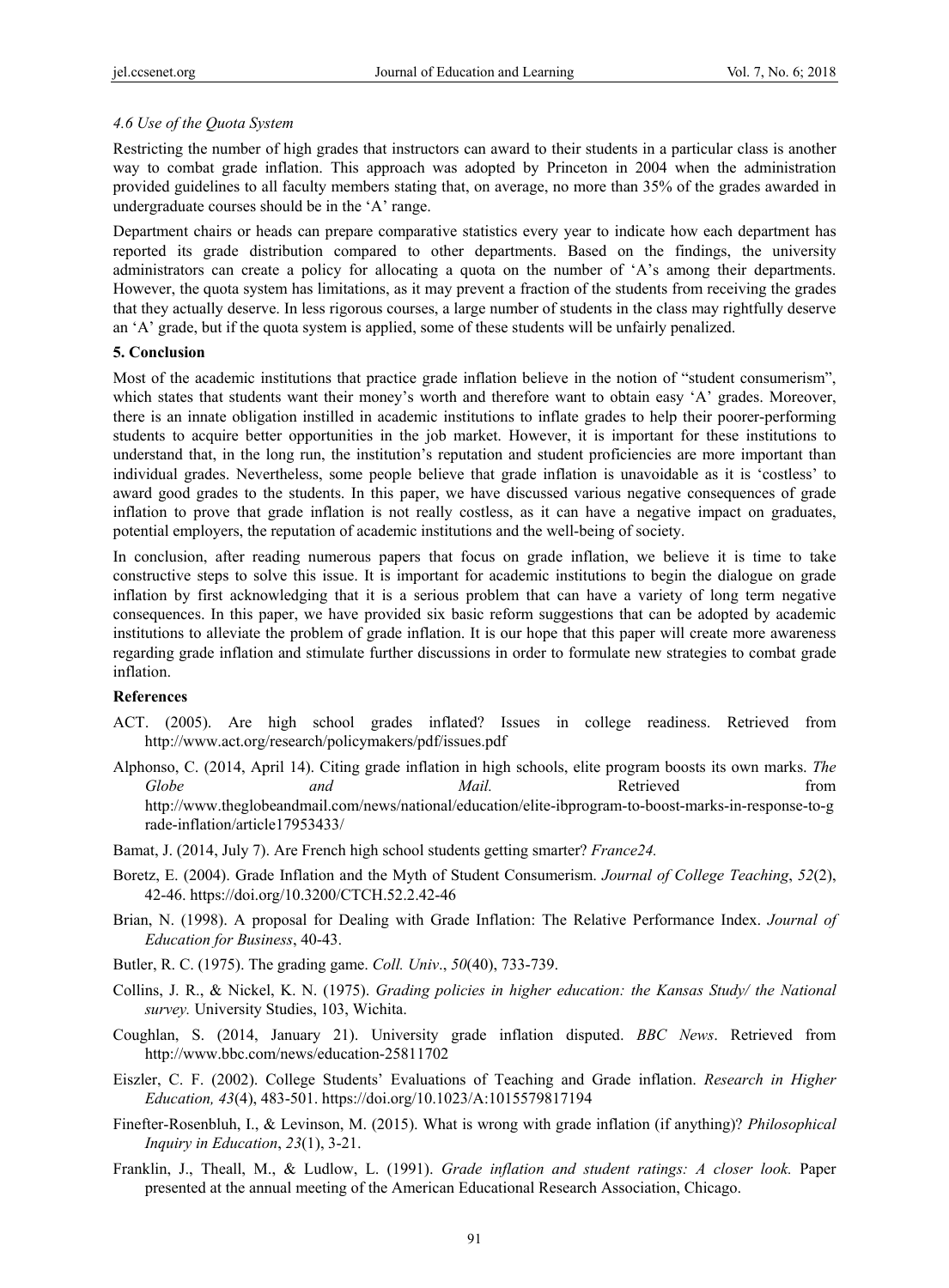### *4.6 Use of the Quota System*

Restricting the number of high grades that instructors can award to their students in a particular class is another way to combat grade inflation. This approach was adopted by Princeton in 2004 when the administration provided guidelines to all faculty members stating that, on average, no more than 35% of the grades awarded in undergraduate courses should be in the 'A' range.

Department chairs or heads can prepare comparative statistics every year to indicate how each department has reported its grade distribution compared to other departments. Based on the findings, the university administrators can create a policy for allocating a quota on the number of 'A's among their departments. However, the quota system has limitations, as it may prevent a fraction of the students from receiving the grades that they actually deserve. In less rigorous courses, a large number of students in the class may rightfully deserve an 'A' grade, but if the quota system is applied, some of these students will be unfairly penalized.

## 5. Conclusion

Most of the academic institutions that practice grade inflation believe in the notion of "student consumerism", which states that students want their money's worth and therefore want to obtain easy 'A' grades. Moreover, there is an innate obligation instilled in academic institutions to inflate grades to help their poorer-performing students to acquire better opportunities in the job market. However, it is important for these institutions to understand that, in the long run, the institution's reputation and student proficiencies are more important than individual grades. Nevertheless, some people believe that grade inflation is unavoidable as it is 'costless' to award good grades to the students. In this paper, we have discussed various negative consequences of grade inflation to prove that grade inflation is not really costless, as it can have a negative impact on graduates, potential employers, the reputation of academic institutions and the well-being of society.

In conclusion, after reading numerous papers that focus on grade inflation, we believe it is time to take constructive steps to solve this issue. It is important for academic institutions to begin the dialogue on grade inflation by first acknowledging that it is a serious problem that can have a variety of long term negative consequences. In this paper, we have provided six basic reform suggestions that can be adopted by academic institutions to alleviate the problem of grade inflation. It is our hope that this paper will create more awareness regarding grade inflation and stimulate further discussions in order to formulate new strategies to combat grade inflation.

## References

ACT. (2005). Are high school grades inflated? Issues in college readiness. Retrieved from http://www.act.org/research/policymakers/pdf/issues.pdf

Alphonso, C. (2014, April 14). Citing grade inflation in high schools, elite program boosts its own marks. *The Globe and Mail.* Retrieved from http://www.theglobeandmail.com/news/national/education/elite-ibprogram-to-boost-marks-in-response-to-grade-inflation/article17953433/

Bamat, J. (2014, July 7). Are French high school students getting smarter? *France24.*

Boretz, E. (2004). Grade Inflation and the Myth of Student Consumerism. *Journal of College Teaching*, *52*(2), 42-46. https://doi.org/10.3200/CTCH.52.2.42-46

Brian, N. (1998). A proposal for Dealing with Grade Inflation: The Relative Performance Index. *Journal of Education for Business*, 40-43.

Butler, R. C. (1975). The grading game. *Coll. Univ*., *50*(40), 733-739.

Collins, J. R., & Nickel, K. N. (1975). *Grading policies in higher education: the Kansas Study/ the National survey.* University Studies, 103, Wichita.

Coughlan, S. (2014, January 21). University grade inflation disputed. *BBC News*. Retrieved from http://www.bbc.com/news/education-25811702

Eiszler, C. F. (2002). College Students' Evaluations of Teaching and Grade inflation. *Research in Higher Education, 43*(4), 483-501. https://doi.org/10.1023/A:1015579817194

Finefter-Rosenbluh, I., & Levinson, M. (2015). What is wrong with grade inflation (if anything)? *Philosophical Inquiry in Education*, *23*(1), 3-21.

Franklin, J., Theall, M., & Ludlow, L. (1991). *Grade inflation and student ratings: A closer look.* Paper presented at the annual meeting of the American Educational Research Association, Chicago.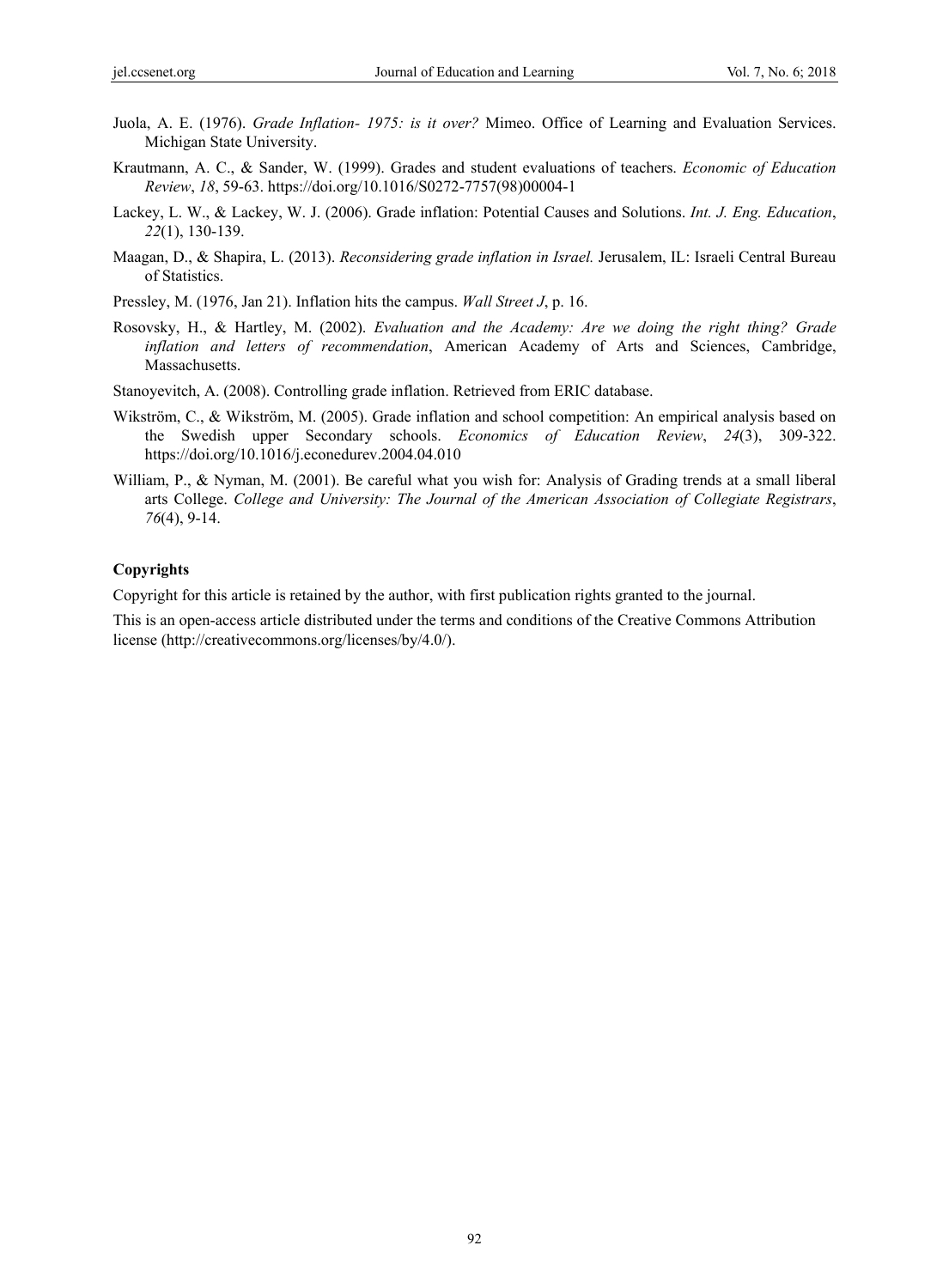Juola, A. E. (1976). *Grade Inflation- 1975: is it over?* Mimeo. Office of Learning and Evaluation Services. Michigan State University.

Krautmann, A. C., & Sander, W. (1999). Grades and student evaluations of teachers. *Economic of Education Review*, *18*, 59-63. https://doi.org/10.1016/S0272-7757(98)00004-1

Lackey, L. W., & Lackey, W. J. (2006). Grade inflation: Potential Causes and Solutions. *Int. J. Eng. Education*, *22*(1), 130-139.

Maagan, D., & Shapira, L. (2013). *Reconsidering grade inflation in Israel.* Jerusalem, IL: Israeli Central Bureau of Statistics.

Pressley, M. (1976, Jan 21). Inflation hits the campus. *Wall Street J*, p. 16.

Rosovsky, H., & Hartley, M. (2002). *Evaluation and the Academy: Are we doing the right thing? Grade inflation and letters of recommendation*, American Academy of Arts and Sciences, Cambridge, Massachusetts.

Stanoyevitch, A. (2008). Controlling grade inflation. Retrieved from ERIC database.

Wikström, C., & Wikström, M. (2005). Grade inflation and school competition: An empirical analysis based on the Swedish upper Secondary schools. *Economics of Education Review*, *24*(3), 309-322. https://doi.org/10.1016/j.econedurev.2004.04.010

William, P., & Nyman, M. (2001). Be careful what you wish for: Analysis of Grading trends at a small liberal arts College. *College and University: The Journal of the American Association of Collegiate Registrars*, *76*(4), 9-14.

**Copyrights**

Copyright for this article is retained by the author, with first publication rights granted to the journal.

This is an open-access article distributed under the terms and conditions of the Creative Commons Attribution license (http://creativecommons.org/licenses/by/4.0/).